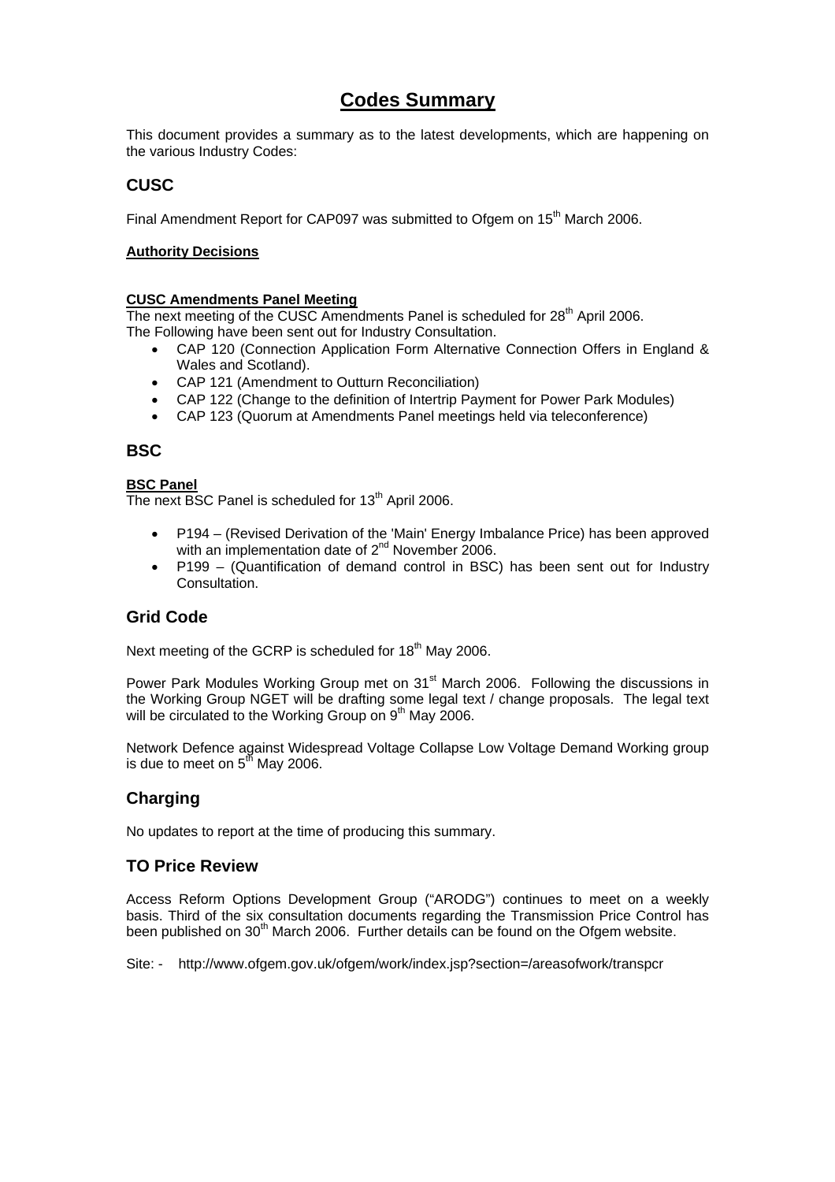# Codes Summary

This document provides a summary as to the latest developments, which are happening on the various Industry Codes:

## CUSC

Final Amendment Report for CAP097 was submitted to Ofgem on 15th March 2006.

**Authority Decisions**

**CUSC Amendments Panel Meeting**

The next meeting of the CUSC Amendments Panel is scheduled for 28th April 2006.
The Following have been sent out for Industry Consultation.

- CAP 120 (Connection Application Form Alternative Connection Offers in England & Wales and Scotland).
- CAP 121 (Amendment to Outturn Reconciliation)
- CAP 122 (Change to the definition of Intertrip Payment for Power Park Modules)
- CAP 123 (Quorum at Amendments Panel meetings held via teleconference)

## BSC

**BSC Panel**

The next BSC Panel is scheduled for 13th April 2006.

- P194 – (Revised Derivation of the 'Main' Energy Imbalance Price) has been approved with an implementation date of 2nd November 2006.
- P199 – (Quantification of demand control in BSC) has been sent out for Industry Consultation.

## Grid Code

Next meeting of the GCRP is scheduled for 18th May 2006.

Power Park Modules Working Group met on 31st March 2006. Following the discussions in the Working Group NGET will be drafting some legal text / change proposals. The legal text will be circulated to the Working Group on 9th May 2006.

Network Defence against Widespread Voltage Collapse Low Voltage Demand Working group is due to meet on 5th May 2006.

## Charging

No updates to report at the time of producing this summary.

## TO Price Review

Access Reform Options Development Group ("ARODG") continues to meet on a weekly basis. Third of the six consultation documents regarding the Transmission Price Control has been published on 30th March 2006. Further details can be found on the Ofgem website.

Site: - http://www.ofgem.gov.uk/ofgem/work/index.jsp?section=/areasofwork/transpcr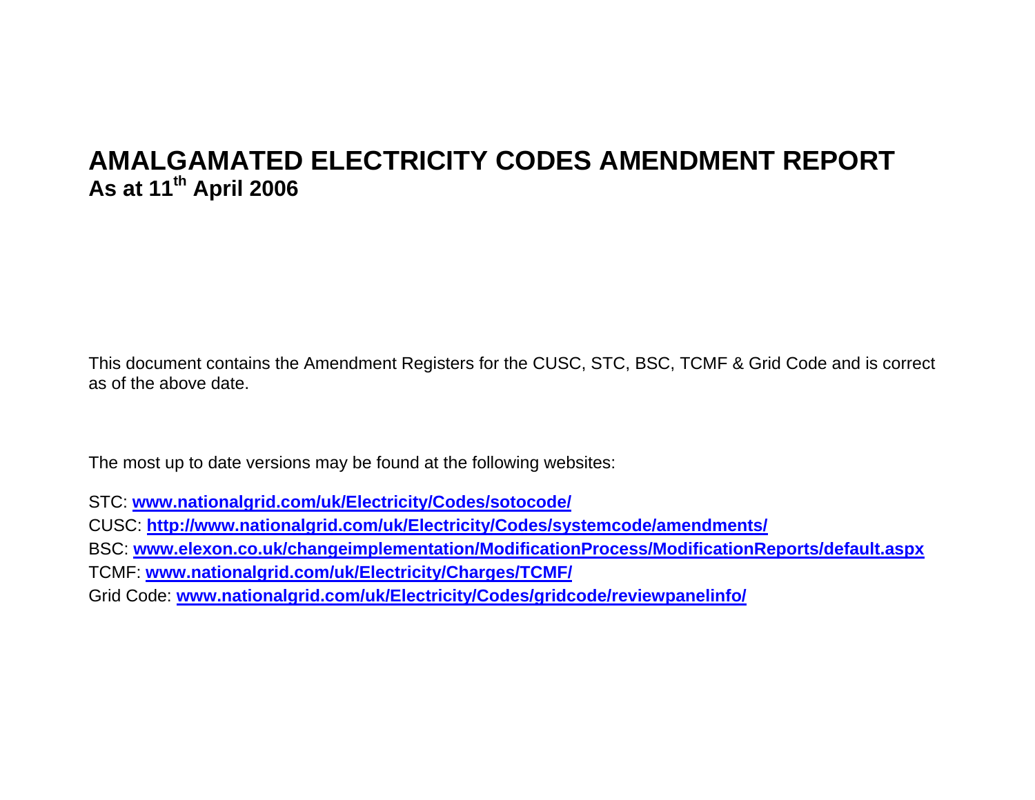# AMALGAMATED ELECTRICITY CODES AMENDMENT REPORT

## As at 11th April 2006

This document contains the Amendment Registers for the CUSC, STC, BSC, TCMF & Grid Code and is correct as of the above date.

The most up to date versions may be found at the following websites:

STC: **www.nationalgrid.com/uk/Electricity/Codes/sotocode/**
CUSC: **http://www.nationalgrid.com/uk/Electricity/Codes/systemcode/amendments/**
BSC: **www.elexon.co.uk/changeimplementation/ModificationProcess/ModificationReports/default.aspx**
TCMF: **www.nationalgrid.com/uk/Electricity/Charges/TCMF/**
Grid Code: **www.nationalgrid.com/uk/Electricity/Codes/gridcode/reviewpanelinfo/**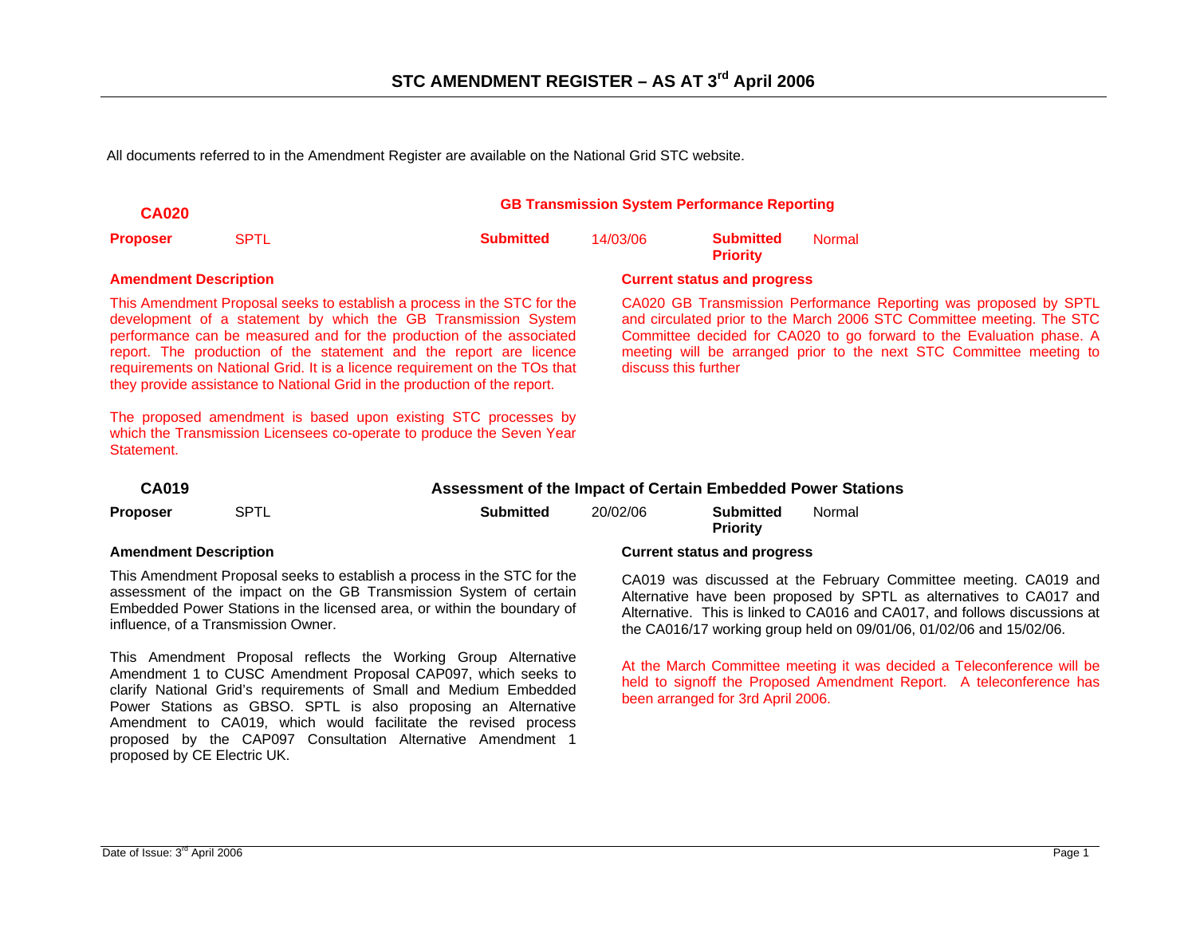# STC AMENDMENT REGISTER – AS AT 3rd April 2006

All documents referred to in the Amendment Register are available on the National Grid STC website.

## CA020 — GB Transmission System Performance Reporting

**Proposer** SPTL **Submitted** 14/03/06 **Submitted Priority** Normal

**Amendment Description**

This Amendment Proposal seeks to establish a process in the STC for the development of a statement by which the GB Transmission System performance can be measured and for the production of the associated report. The production of the statement and the report are licence requirements on National Grid. It is a licence requirement on the TOs that they provide assistance to National Grid in the production of the report.

The proposed amendment is based upon existing STC processes by which the Transmission Licensees co-operate to produce the Seven Year Statement.

**Current status and progress**

CA020 GB Transmission Performance Reporting was proposed by SPTL and circulated prior to the March 2006 STC Committee meeting. The STC Committee decided for CA020 to go forward to the Evaluation phase. A meeting will be arranged prior to the next STC Committee meeting to discuss this further

## CA019 — Assessment of the Impact of Certain Embedded Power Stations

**Proposer** SPTL **Submitted** 20/02/06 **Submitted Priority** Normal

**Amendment Description**

This Amendment Proposal seeks to establish a process in the STC for the assessment of the impact on the GB Transmission System of certain Embedded Power Stations in the licensed area, or within the boundary of influence, of a Transmission Owner.

This Amendment Proposal reflects the Working Group Alternative Amendment 1 to CUSC Amendment Proposal CAP097, which seeks to clarify National Grid's requirements of Small and Medium Embedded Power Stations as GBSO. SPTL is also proposing an Alternative Amendment to CA019, which would facilitate the revised process proposed by the CAP097 Consultation Alternative Amendment 1 proposed by CE Electric UK.

**Current status and progress**

CA019 was discussed at the February Committee meeting. CA019 and Alternative have been proposed by SPTL as alternatives to CA017 and Alternative. This is linked to CA016 and CA017, and follows discussions at the CA016/17 working group held on 09/01/06, 01/02/06 and 15/02/06.

At the March Committee meeting it was decided a Teleconference will be held to signoff the Proposed Amendment Report. A teleconference has been arranged for 3rd April 2006.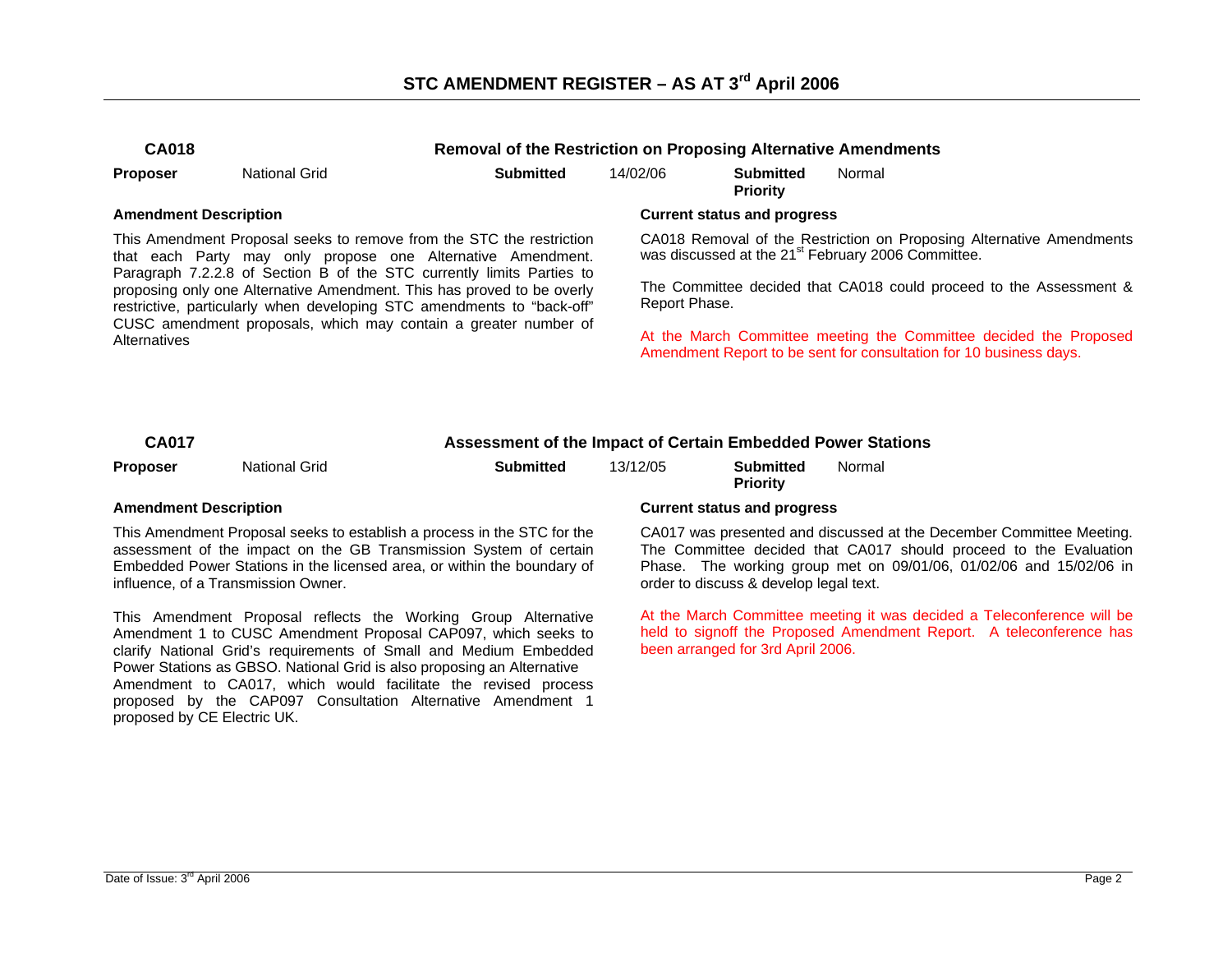# STC AMENDMENT REGISTER – AS AT 3rd April 2006

## CA018 — Removal of the Restriction on Proposing Alternative Amendments

**Proposer** National Grid **Submitted** 14/02/06 **Submitted Priority** Normal

**Amendment Description**

This Amendment Proposal seeks to remove from the STC the restriction that each Party may only propose one Alternative Amendment. Paragraph 7.2.2.8 of Section B of the STC currently limits Parties to proposing only one Alternative Amendment. This has proved to be overly restrictive, particularly when developing STC amendments to "back-off" CUSC amendment proposals, which may contain a greater number of Alternatives

**Current status and progress**

CA018 Removal of the Restriction on Proposing Alternative Amendments was discussed at the 21st February 2006 Committee.

The Committee decided that CA018 could proceed to the Assessment & Report Phase.

At the March Committee meeting the Committee decided the Proposed Amendment Report to be sent for consultation for 10 business days.

## CA017 — Assessment of the Impact of Certain Embedded Power Stations

**Proposer** National Grid **Submitted** 13/12/05 **Submitted Priority** Normal

**Amendment Description**

This Amendment Proposal seeks to establish a process in the STC for the assessment of the impact on the GB Transmission System of certain Embedded Power Stations in the licensed area, or within the boundary of influence, of a Transmission Owner.

This Amendment Proposal reflects the Working Group Alternative Amendment 1 to CUSC Amendment Proposal CAP097, which seeks to clarify National Grid's requirements of Small and Medium Embedded Power Stations as GBSO. National Grid is also proposing an Alternative Amendment to CA017, which would facilitate the revised process proposed by the CAP097 Consultation Alternative Amendment 1 proposed by CE Electric UK.

**Current status and progress**

CA017 was presented and discussed at the December Committee Meeting. The Committee decided that CA017 should proceed to the Evaluation Phase. The working group met on 09/01/06, 01/02/06 and 15/02/06 in order to discuss & develop legal text.

At the March Committee meeting it was decided a Teleconference will be held to signoff the Proposed Amendment Report. A teleconference has been arranged for 3rd April 2006.

Date of Issue: 3rd April 2006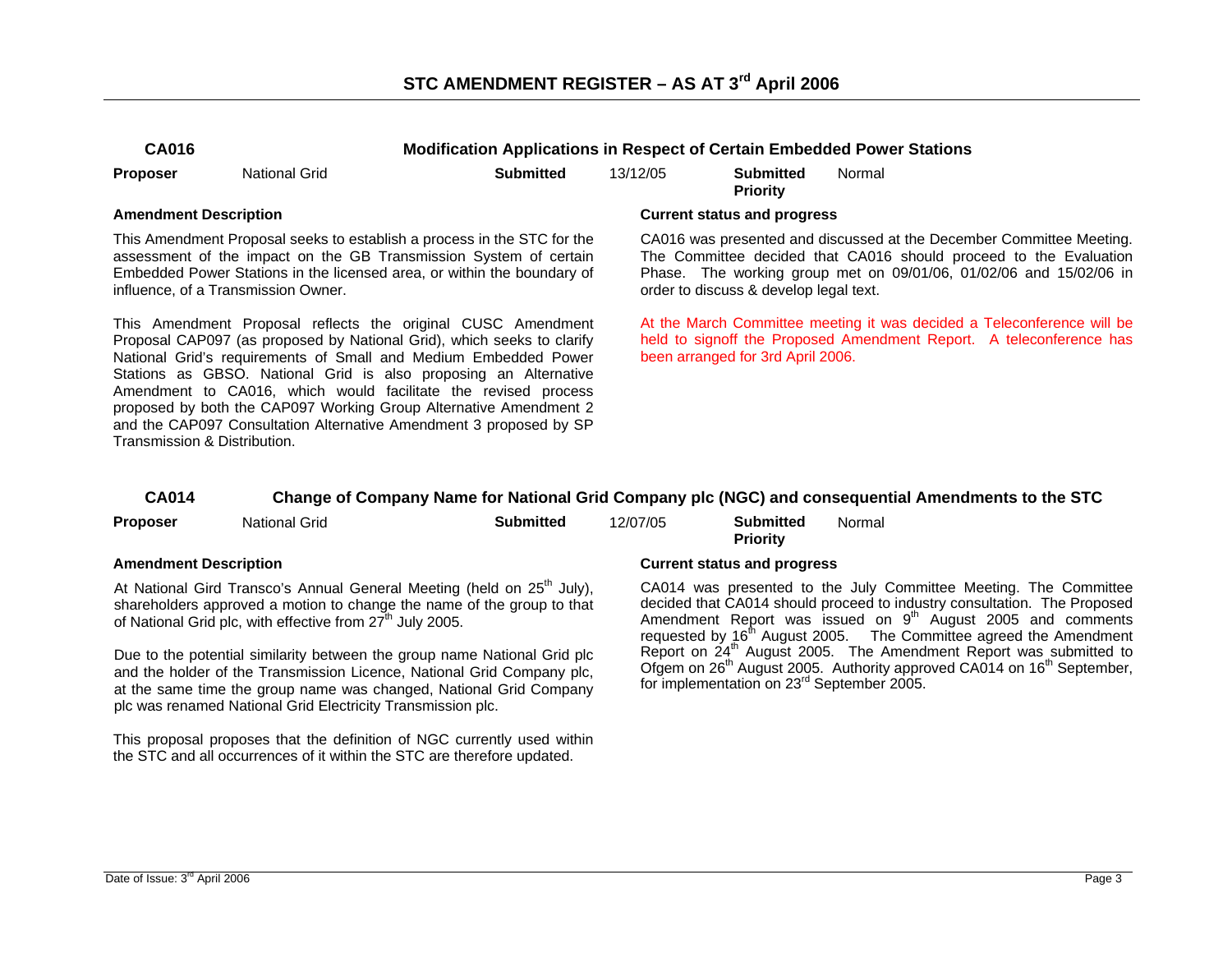# STC AMENDMENT REGISTER – AS AT 3rd April 2006

## CA016 — Modification Applications in Respect of Certain Embedded Power Stations

**Proposer** National Grid **Submitted** 13/12/05 **Submitted Priority** Normal

**Amendment Description**

This Amendment Proposal seeks to establish a process in the STC for the assessment of the impact on the GB Transmission System of certain Embedded Power Stations in the licensed area, or within the boundary of influence, of a Transmission Owner.

This Amendment Proposal reflects the original CUSC Amendment Proposal CAP097 (as proposed by National Grid), which seeks to clarify National Grid's requirements of Small and Medium Embedded Power Stations as GBSO. National Grid is also proposing an Alternative Amendment to CA016, which would facilitate the revised process proposed by both the CAP097 Working Group Alternative Amendment 2 and the CAP097 Consultation Alternative Amendment 3 proposed by SP Transmission & Distribution.

**Current status and progress**

CA016 was presented and discussed at the December Committee Meeting. The Committee decided that CA016 should proceed to the Evaluation Phase. The working group met on 09/01/06, 01/02/06 and 15/02/06 in order to discuss & develop legal text.

At the March Committee meeting it was decided a Teleconference will be held to signoff the Proposed Amendment Report. A teleconference has been arranged for 3rd April 2006.

## CA014 — Change of Company Name for National Grid Company plc (NGC) and consequential Amendments to the STC

**Proposer** National Grid **Submitted** 12/07/05 **Submitted Priority** Normal

**Amendment Description**

At National Gird Transco's Annual General Meeting (held on 25th July), shareholders approved a motion to change the name of the group to that of National Grid plc, with effective from 27th July 2005.

Due to the potential similarity between the group name National Grid plc and the holder of the Transmission Licence, National Grid Company plc, at the same time the group name was changed, National Grid Company plc was renamed National Grid Electricity Transmission plc.

This proposal proposes that the definition of NGC currently used within the STC and all occurrences of it within the STC are therefore updated.

**Current status and progress**

CA014 was presented to the July Committee Meeting. The Committee decided that CA014 should proceed to industry consultation. The Proposed Amendment Report was issued on 9th August 2005 and comments requested by 16th August 2005. The Committee agreed the Amendment Report on 24th August 2005. The Amendment Report was submitted to Ofgem on 26th August 2005. Authority approved CA014 on 16th September, for implementation on 23rd September 2005.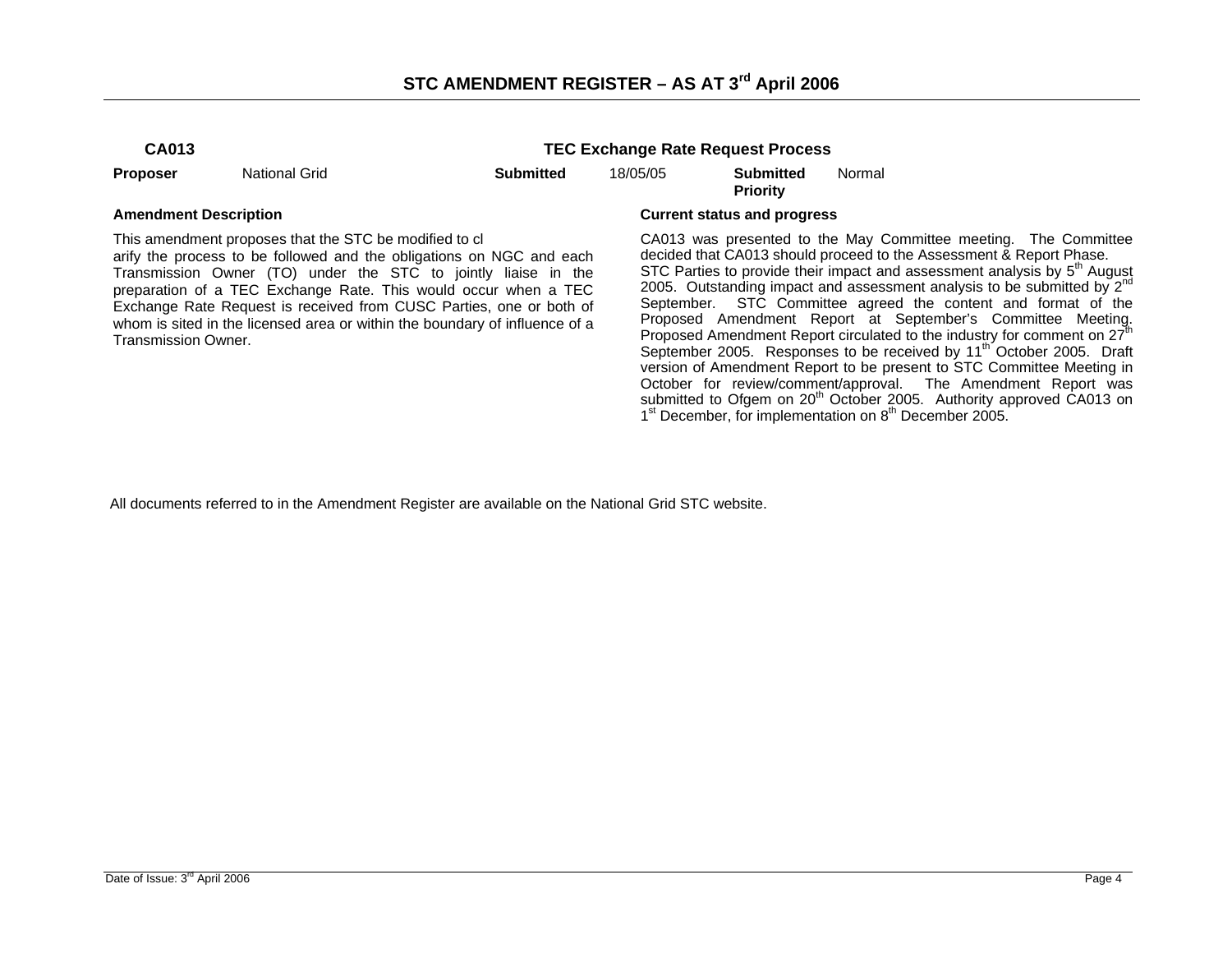## CA013 — TEC Exchange Rate Request Process

| **Proposer** | National Grid | **Submitted** | 18/05/05 | **Submitted Priority** | Normal |
|---|---|---|---|---|---|

**Amendment Description**

This amendment proposes that the STC be modified to cl arify the process to be followed and the obligations on NGC and each Transmission Owner (TO) under the STC to jointly liaise in the preparation of a TEC Exchange Rate. This would occur when a TEC Exchange Rate Request is received from CUSC Parties, one or both of whom is sited in the licensed area or within the boundary of influence of a Transmission Owner.

**Current status and progress**

CA013 was presented to the May Committee meeting. The Committee decided that CA013 should proceed to the Assessment & Report Phase. STC Parties to provide their impact and assessment analysis by 5th August 2005. Outstanding impact and assessment analysis to be submitted by 2nd September. STC Committee agreed the content and format of the Proposed Amendment Report at September's Committee Meeting. Proposed Amendment Report circulated to the industry for comment on 27th September 2005. Responses to be received by 11th October 2005. Draft version of Amendment Report to be present to STC Committee Meeting in October for review/comment/approval. The Amendment Report was submitted to Ofgem on 20th October 2005. Authority approved CA013 on 1st December, for implementation on 8th December 2005.

All documents referred to in the Amendment Register are available on the National Grid STC website.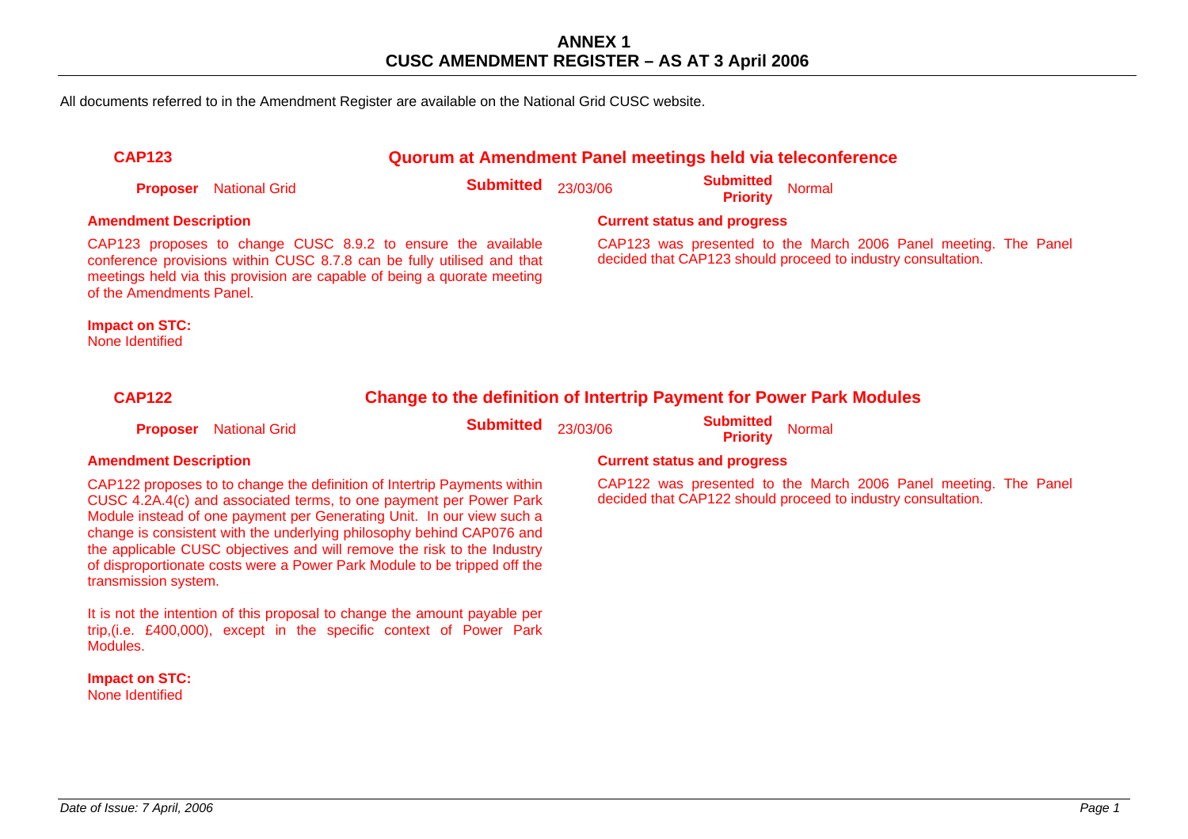# ANNEX 1
# CUSC AMENDMENT REGISTER – AS AT 3 April 2006

All documents referred to in the Amendment Register are available on the National Grid CUSC website.

## CAP123 — Quorum at Amendment Panel meetings held via teleconference

**Proposer** National Grid | **Submitted** 23/03/06 | **Submitted Priority** Normal

**Amendment Description**

CAP123 proposes to change CUSC 8.9.2 to ensure the available conference provisions within CUSC 8.7.8 can be fully utilised and that meetings held via this provision are capable of being a quorate meeting of the Amendments Panel.

**Impact on STC:**
None Identified

**Current status and progress**

CAP123 was presented to the March 2006 Panel meeting. The Panel decided that CAP123 should proceed to industry consultation.

## CAP122 — Change to the definition of Intertrip Payment for Power Park Modules

**Proposer** National Grid | **Submitted** 23/03/06 | **Submitted Priority** Normal

**Amendment Description**

CAP122 proposes to to change the definition of Intertrip Payments within CUSC 4.2A.4(c) and associated terms, to one payment per Power Park Module instead of one payment per Generating Unit. In our view such a change is consistent with the underlying philosophy behind CAP076 and the applicable CUSC objectives and will remove the risk to the Industry of disproportionate costs were a Power Park Module to be tripped off the transmission system.

It is not the intention of this proposal to change the amount payable per trip,(i.e. £400,000), except in the specific context of Power Park Modules.

**Impact on STC:**
None Identified

**Current status and progress**

CAP122 was presented to the March 2006 Panel meeting. The Panel decided that CAP122 should proceed to industry consultation.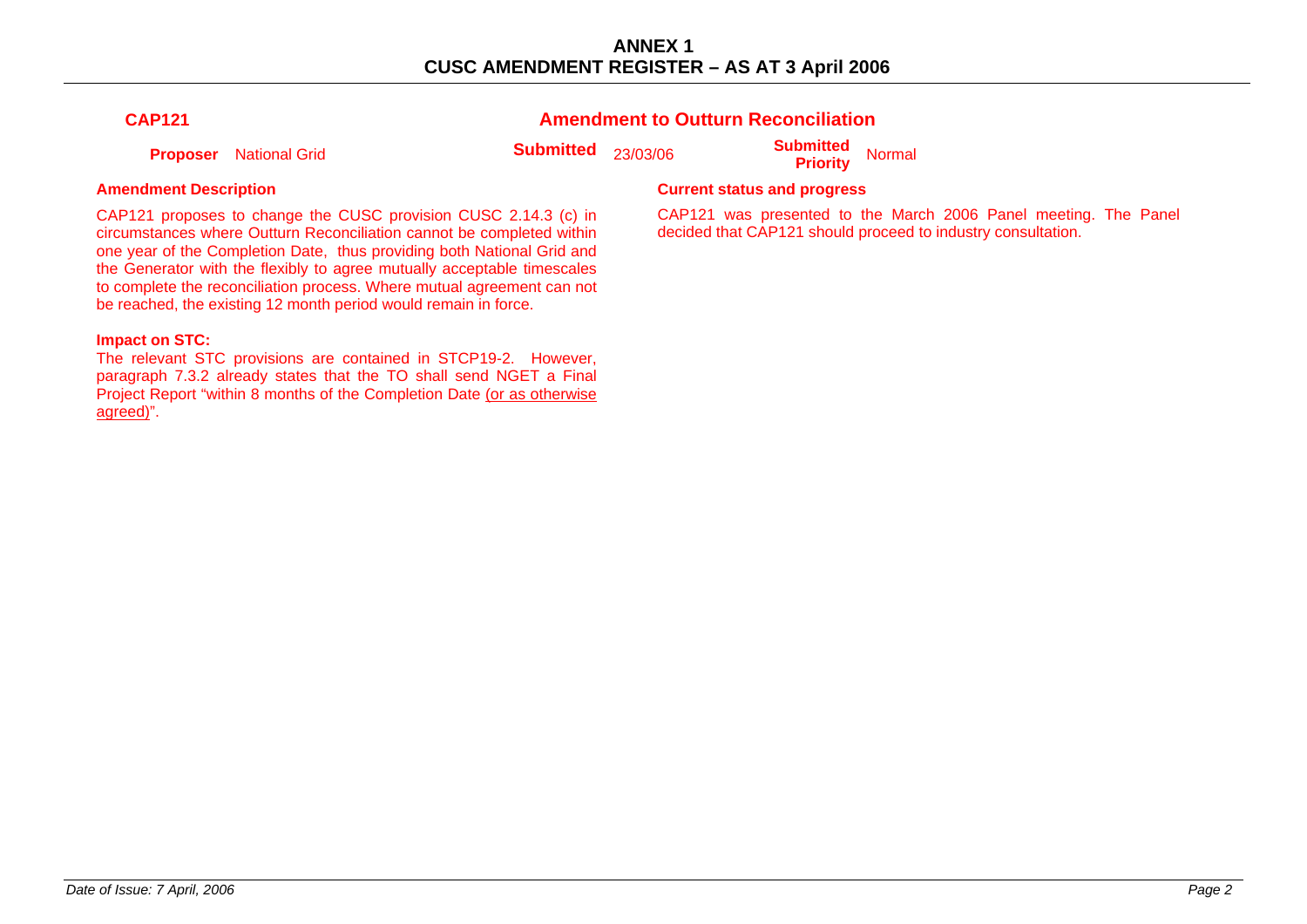## CAP121 — Amendment to Outturn Reconciliation

**Proposer** National Grid

**Submitted** 23/03/06

**Submitted Priority** Normal

### Amendment Description

CAP121 proposes to change the CUSC provision CUSC 2.14.3 (c) in circumstances where Outturn Reconciliation cannot be completed within one year of the Completion Date, thus providing both National Grid and the Generator with the flexibly to agree mutually acceptable timescales to complete the reconciliation process. Where mutual agreement can not be reached, the existing 12 month period would remain in force.

**Impact on STC:**
The relevant STC provisions are contained in STCP19-2. However, paragraph 7.3.2 already states that the TO shall send NGET a Final Project Report "within 8 months of the Completion Date (or as otherwise agreed)".

### Current status and progress

CAP121 was presented to the March 2006 Panel meeting. The Panel decided that CAP121 should proceed to industry consultation.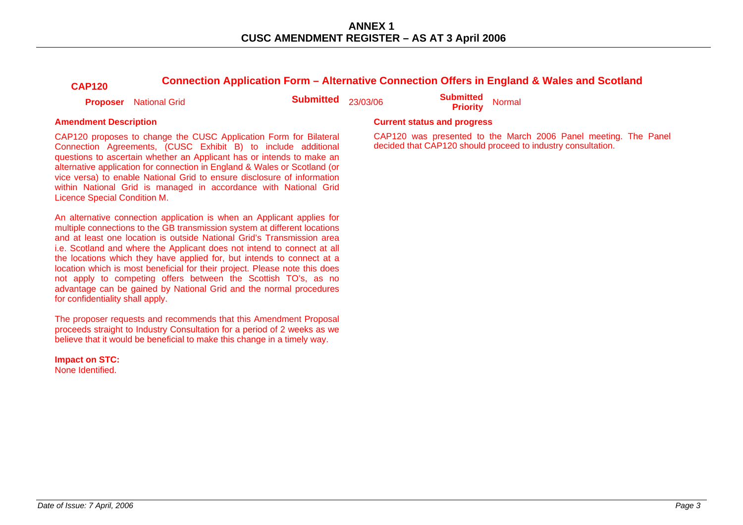## CAP120 — Connection Application Form – Alternative Connection Offers in England & Wales and Scotland

**Proposer** National Grid **Submitted** 23/03/06 **Submitted Priority** Normal

**Amendment Description**

CAP120 proposes to change the CUSC Application Form for Bilateral Connection Agreements, (CUSC Exhibit B) to include additional questions to ascertain whether an Applicant has or intends to make an alternative application for connection in England & Wales or Scotland (or vice versa) to enable National Grid to ensure disclosure of information within National Grid is managed in accordance with National Grid Licence Special Condition M.

An alternative connection application is when an Applicant applies for multiple connections to the GB transmission system at different locations and at least one location is outside National Grid's Transmission area i.e. Scotland and where the Applicant does not intend to connect at all the locations which they have applied for, but intends to connect at a location which is most beneficial for their project. Please note this does not apply to competing offers between the Scottish TO's, as no advantage can be gained by National Grid and the normal procedures for confidentiality shall apply.

The proposer requests and recommends that this Amendment Proposal proceeds straight to Industry Consultation for a period of 2 weeks as we believe that it would be beneficial to make this change in a timely way.

**Impact on STC:**
None Identified.

**Current status and progress**

CAP120 was presented to the March 2006 Panel meeting. The Panel decided that CAP120 should proceed to industry consultation.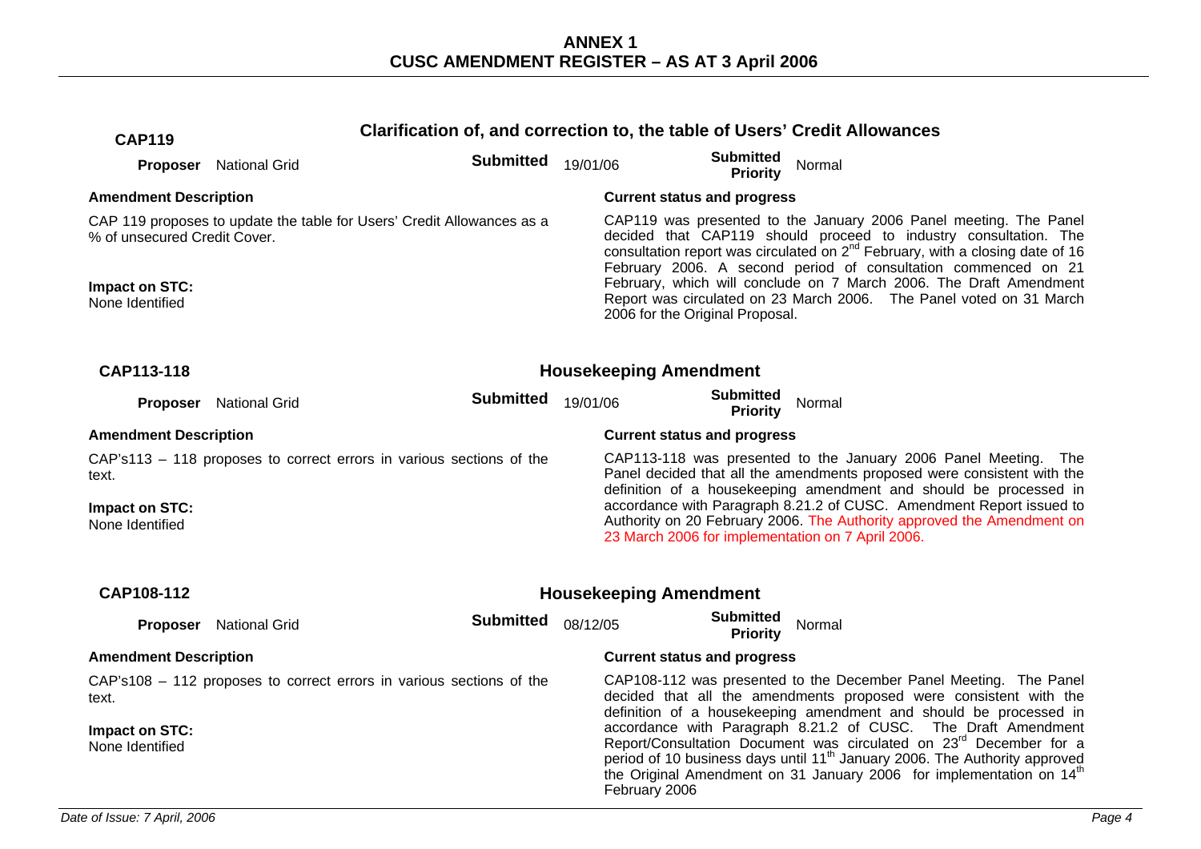# ANNEX 1
# CUSC AMENDMENT REGISTER – AS AT 3 April 2006

## CAP119 — Clarification of, and correction to, the table of Users' Credit Allowances

**Proposer** National Grid | **Submitted** 19/01/06 | **Submitted Priority** Normal

**Amendment Description**

CAP 119 proposes to update the table for Users' Credit Allowances as a % of unsecured Credit Cover.

**Impact on STC:**
None Identified

**Current status and progress**

CAP119 was presented to the January 2006 Panel meeting. The Panel decided that CAP119 should proceed to industry consultation. The consultation report was circulated on 2nd February, with a closing date of 16 February 2006. A second period of consultation commenced on 21 February, which will conclude on 7 March 2006. The Draft Amendment Report was circulated on 23 March 2006. The Panel voted on 31 March 2006 for the Original Proposal.

## CAP113-118 — Housekeeping Amendment

**Proposer** National Grid | **Submitted** 19/01/06 | **Submitted Priority** Normal

**Amendment Description**

CAP's113 – 118 proposes to correct errors in various sections of the text.

**Impact on STC:**
None Identified

**Current status and progress**

CAP113-118 was presented to the January 2006 Panel Meeting. The Panel decided that all the amendments proposed were consistent with the definition of a housekeeping amendment and should be processed in accordance with Paragraph 8.21.2 of CUSC. Amendment Report issued to Authority on 20 February 2006. The Authority approved the Amendment on 23 March 2006 for implementation on 7 April 2006.

## CAP108-112 — Housekeeping Amendment

**Proposer** National Grid | **Submitted** 08/12/05 | **Submitted Priority** Normal

**Amendment Description**

CAP's108 – 112 proposes to correct errors in various sections of the text.

**Impact on STC:**
None Identified

**Current status and progress**

CAP108-112 was presented to the December Panel Meeting. The Panel decided that all the amendments proposed were consistent with the definition of a housekeeping amendment and should be processed in accordance with Paragraph 8.21.2 of CUSC. The Draft Amendment Report/Consultation Document was circulated on 23rd December for a period of 10 business days until 11th January 2006. The Authority approved the Original Amendment on 31 January 2006 for implementation on 14th February 2006

*Date of Issue: 7 April, 2006*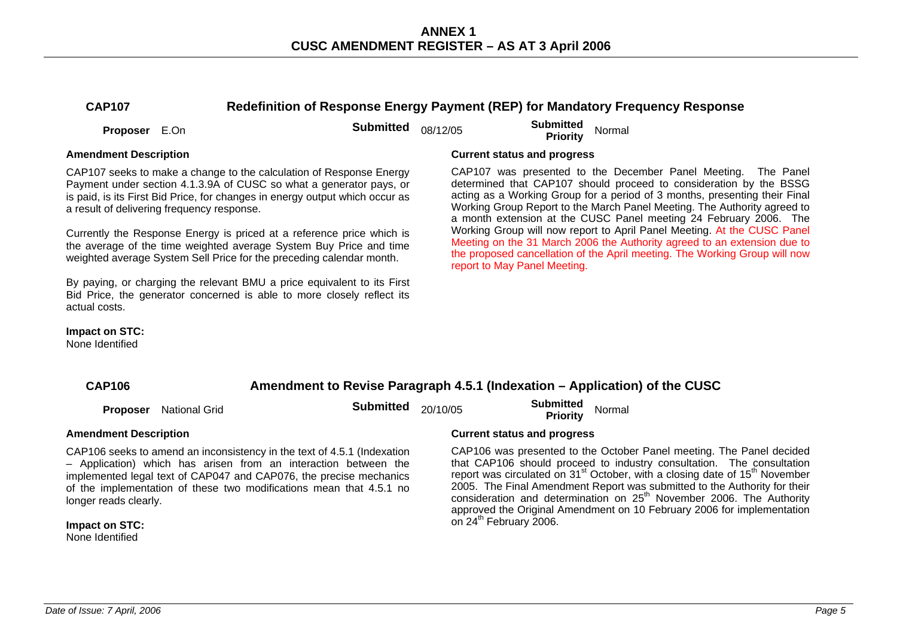## ANNEX 1
## CUSC AMENDMENT REGISTER – AS AT 3 April 2006

### CAP107 — Redefinition of Response Energy Payment (REP) for Mandatory Frequency Response

**Proposer** E.On | **Submitted** 08/12/05 | **Submitted Priority** Normal

**Amendment Description**

CAP107 seeks to make a change to the calculation of Response Energy Payment under section 4.1.3.9A of CUSC so what a generator pays, or is paid, is its First Bid Price, for changes in energy output which occur as a result of delivering frequency response.

Currently the Response Energy is priced at a reference price which is the average of the time weighted average System Buy Price and time weighted average System Sell Price for the preceding calendar month.

By paying, or charging the relevant BMU a price equivalent to its First Bid Price, the generator concerned is able to more closely reflect its actual costs.

**Impact on STC:**
None Identified

**Current status and progress**

CAP107 was presented to the December Panel Meeting. The Panel determined that CAP107 should proceed to consideration by the BSSG acting as a Working Group for a period of 3 months, presenting their Final Working Group Report to the March Panel Meeting. The Authority agreed to a month extension at the CUSC Panel meeting 24 February 2006. The Working Group will now report to April Panel Meeting. At the CUSC Panel Meeting on the 31 March 2006 the Authority agreed to an extension due to the proposed cancellation of the April meeting. The Working Group will now report to May Panel Meeting.

### CAP106 — Amendment to Revise Paragraph 4.5.1 (Indexation – Application) of the CUSC

**Proposer** National Grid | **Submitted** 20/10/05 | **Submitted Priority** Normal

**Amendment Description**

CAP106 seeks to amend an inconsistency in the text of 4.5.1 (Indexation – Application) which has arisen from an interaction between the implemented legal text of CAP047 and CAP076, the precise mechanics of the implementation of these two modifications mean that 4.5.1 no longer reads clearly.

**Impact on STC:**
None Identified

**Current status and progress**

CAP106 was presented to the October Panel meeting. The Panel decided that CAP106 should proceed to industry consultation. The consultation report was circulated on 31st October, with a closing date of 15th November 2005. The Final Amendment Report was submitted to the Authority for their consideration and determination on 25th November 2006. The Authority approved the Original Amendment on 10 February 2006 for implementation on 24th February 2006.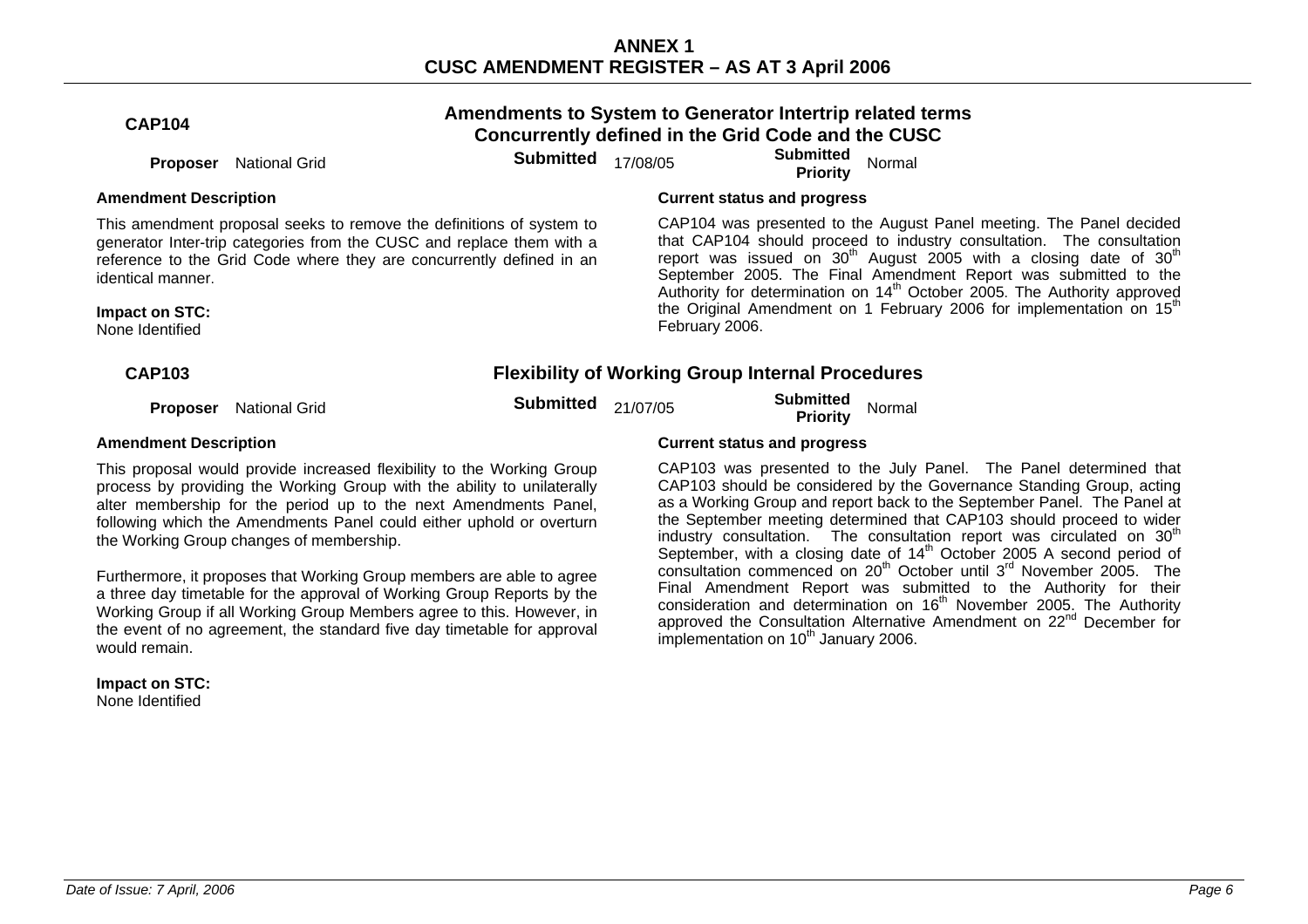# ANNEX 1
# CUSC AMENDMENT REGISTER – AS AT 3 April 2006

## CAP104 — Amendments to System to Generator Intertrip related terms Concurrently defined in the Grid Code and the CUSC

**Proposer** National Grid **Submitted** 17/08/05 **Submitted Priority** Normal

**Amendment Description**

This amendment proposal seeks to remove the definitions of system to generator Inter-trip categories from the CUSC and replace them with a reference to the Grid Code where they are concurrently defined in an identical manner.

**Impact on STC:**
None Identified

**Current status and progress**

CAP104 was presented to the August Panel meeting. The Panel decided that CAP104 should proceed to industry consultation. The consultation report was issued on 30th August 2005 with a closing date of 30th September 2005. The Final Amendment Report was submitted to the Authority for determination on 14th October 2005. The Authority approved the Original Amendment on 1 February 2006 for implementation on 15th February 2006.

## CAP103 — Flexibility of Working Group Internal Procedures

**Proposer** National Grid **Submitted** 21/07/05 **Submitted Priority** Normal

**Amendment Description**

This proposal would provide increased flexibility to the Working Group process by providing the Working Group with the ability to unilaterally alter membership for the period up to the next Amendments Panel, following which the Amendments Panel could either uphold or overturn the Working Group changes of membership.

Furthermore, it proposes that Working Group members are able to agree a three day timetable for the approval of Working Group Reports by the Working Group if all Working Group Members agree to this. However, in the event of no agreement, the standard five day timetable for approval would remain.

**Impact on STC:**
None Identified

**Current status and progress**

CAP103 was presented to the July Panel. The Panel determined that CAP103 should be considered by the Governance Standing Group, acting as a Working Group and report back to the September Panel. The Panel at the September meeting determined that CAP103 should proceed to wider industry consultation. The consultation report was circulated on 30th September, with a closing date of 14th October 2005 A second period of consultation commenced on 20th October until 3rd November 2005. The Final Amendment Report was submitted to the Authority for their consideration and determination on 16th November 2005. The Authority approved the Consultation Alternative Amendment on 22nd December for implementation on 10th January 2006.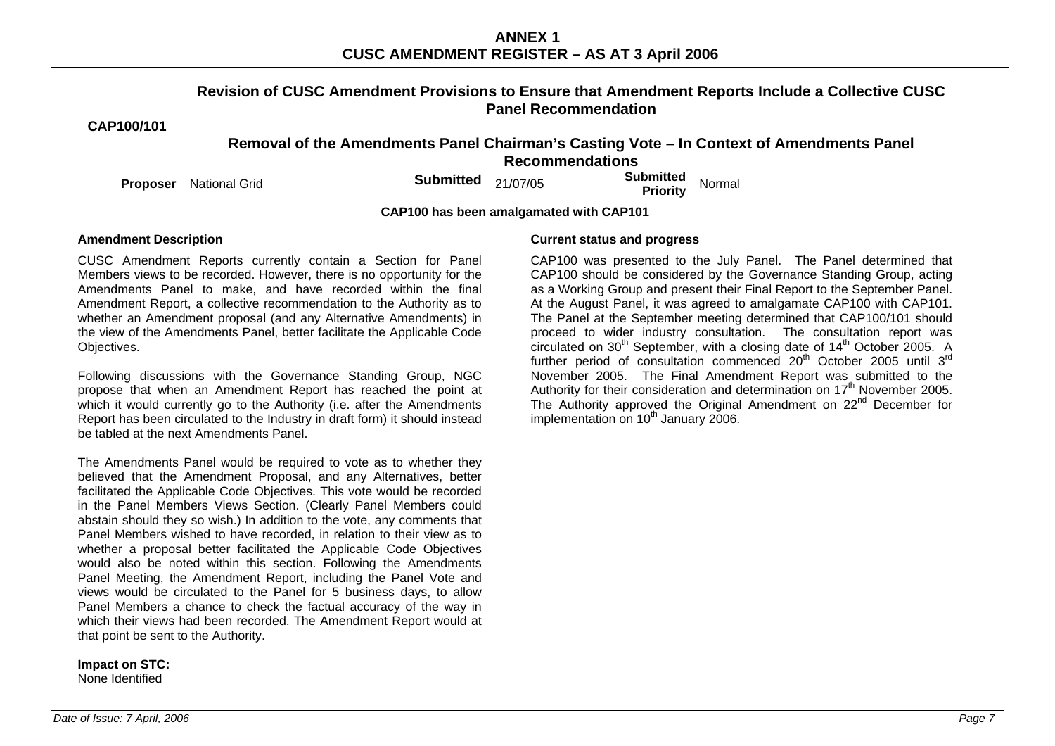**CAP100/101**

**Revision of CUSC Amendment Provisions to Ensure that Amendment Reports Include a Collective CUSC Panel Recommendation**

**Removal of the Amendments Panel Chairman's Casting Vote – In Context of Amendments Panel Recommendations**

| **Proposer** | National Grid | **Submitted** | 21/07/05 | **Submitted Priority** | Normal |
|---|---|---|---|---|---|

**CAP100 has been amalgamated with CAP101**

**Amendment Description**

CUSC Amendment Reports currently contain a Section for Panel Members views to be recorded. However, there is no opportunity for the Amendments Panel to make, and have recorded within the final Amendment Report, a collective recommendation to the Authority as to whether an Amendment proposal (and any Alternative Amendments) in the view of the Amendments Panel, better facilitate the Applicable Code Objectives.

Following discussions with the Governance Standing Group, NGC propose that when an Amendment Report has reached the point at which it would currently go to the Authority (i.e. after the Amendments Report has been circulated to the Industry in draft form) it should instead be tabled at the next Amendments Panel.

The Amendments Panel would be required to vote as to whether they believed that the Amendment Proposal, and any Alternatives, better facilitated the Applicable Code Objectives. This vote would be recorded in the Panel Members Views Section. (Clearly Panel Members could abstain should they so wish.) In addition to the vote, any comments that Panel Members wished to have recorded, in relation to their view as to whether a proposal better facilitated the Applicable Code Objectives would also be noted within this section. Following the Amendments Panel Meeting, the Amendment Report, including the Panel Vote and views would be circulated to the Panel for 5 business days, to allow Panel Members a chance to check the factual accuracy of the way in which their views had been recorded. The Amendment Report would at that point be sent to the Authority.

**Impact on STC:**
None Identified

**Current status and progress**

CAP100 was presented to the July Panel. The Panel determined that CAP100 should be considered by the Governance Standing Group, acting as a Working Group and present their Final Report to the September Panel. At the August Panel, it was agreed to amalgamate CAP100 with CAP101. The Panel at the September meeting determined that CAP100/101 should proceed to wider industry consultation. The consultation report was circulated on 30th September, with a closing date of 14th October 2005. A further period of consultation commenced 20th October 2005 until 3rd November 2005. The Final Amendment Report was submitted to the Authority for their consideration and determination on 17th November 2005. The Authority approved the Original Amendment on 22nd December for implementation on 10th January 2006.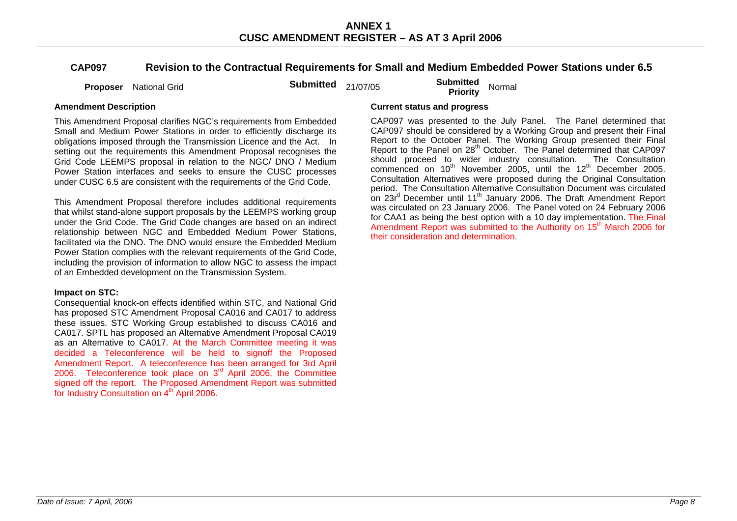# ANNEX 1
# CUSC AMENDMENT REGISTER – AS AT 3 April 2006

## CAP097 Revision to the Contractual Requirements for Small and Medium Embedded Power Stations under 6.5

**Proposer** National Grid **Submitted** 21/07/05 **Submitted Priority** Normal

### Amendment Description

This Amendment Proposal clarifies NGC's requirements from Embedded Small and Medium Power Stations in order to efficiently discharge its obligations imposed through the Transmission Licence and the Act. In setting out the requirements this Amendment Proposal recognises the Grid Code LEEMPS proposal in relation to the NGC/ DNO / Medium Power Station interfaces and seeks to ensure the CUSC processes under CUSC 6.5 are consistent with the requirements of the Grid Code.

This Amendment Proposal therefore includes additional requirements that whilst stand-alone support proposals by the LEEMPS working group under the Grid Code. The Grid Code changes are based on an indirect relationship between NGC and Embedded Medium Power Stations, facilitated via the DNO. The DNO would ensure the Embedded Medium Power Station complies with the relevant requirements of the Grid Code, including the provision of information to allow NGC to assess the impact of an Embedded development on the Transmission System.

**Impact on STC:**

Consequential knock-on effects identified within STC, and National Grid has proposed STC Amendment Proposal CA016 and CA017 to address these issues. STC Working Group established to discuss CA016 and CA017. SPTL has proposed an Alternative Amendment Proposal CA019 as an Alternative to CA017. At the March Committee meeting it was decided a Teleconference will be held to signoff the Proposed Amendment Report. A teleconference has been arranged for 3rd April 2006. Teleconference took place on 3rd April 2006, the Committee signed off the report. The Proposed Amendment Report was submitted for Industry Consultation on 4th April 2006.

### Current status and progress

CAP097 was presented to the July Panel. The Panel determined that CAP097 should be considered by a Working Group and present their Final Report to the October Panel. The Working Group presented their Final Report to the Panel on 28th October. The Panel determined that CAP097 should proceed to wider industry consultation. The Consultation commenced on 10th November 2005, until the 12th December 2005. Consultation Alternatives were proposed during the Original Consultation period. The Consultation Alternative Consultation Document was circulated on 23rd December until 11th January 2006. The Draft Amendment Report was circulated on 23 January 2006. The Panel voted on 24 February 2006 for CAA1 as being the best option with a 10 day implementation. The Final Amendment Report was submitted to the Authority on 15th March 2006 for their consideration and determination.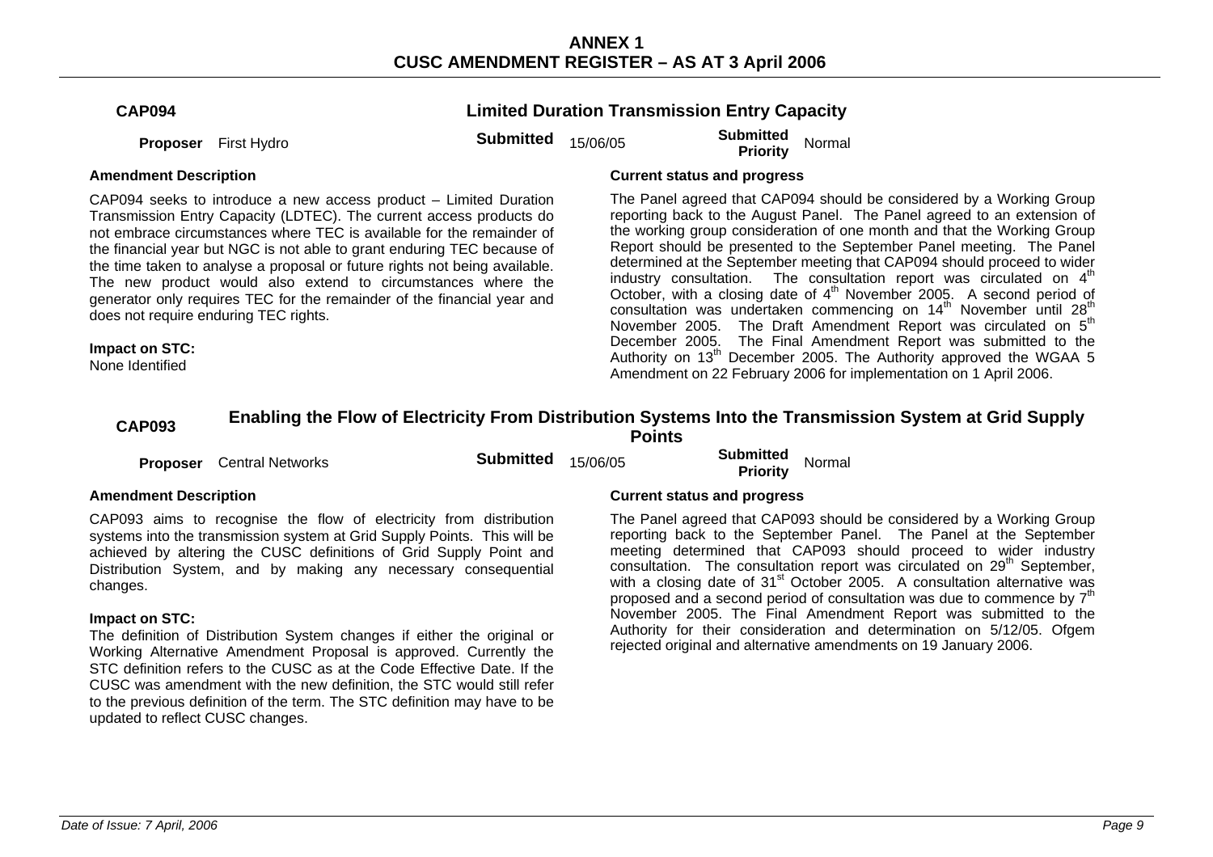# ANNEX 1
# CUSC AMENDMENT REGISTER – AS AT 3 April 2006

## CAP094 — Limited Duration Transmission Entry Capacity

**Proposer** First Hydro **Submitted** 15/06/05 **Submitted Priority** Normal

**Amendment Description**

CAP094 seeks to introduce a new access product – Limited Duration Transmission Entry Capacity (LDTEC). The current access products do not embrace circumstances where TEC is available for the remainder of the financial year but NGC is not able to grant enduring TEC because of the time taken to analyse a proposal or future rights not being available. The new product would also extend to circumstances where the generator only requires TEC for the remainder of the financial year and does not require enduring TEC rights.

**Impact on STC:**
None Identified

**Current status and progress**

The Panel agreed that CAP094 should be considered by a Working Group reporting back to the August Panel. The Panel agreed to an extension of the working group consideration of one month and that the Working Group Report should be presented to the September Panel meeting. The Panel determined at the September meeting that CAP094 should proceed to wider industry consultation. The consultation report was circulated on 4th October, with a closing date of 4th November 2005. A second period of consultation was undertaken commencing on 14th November until 28th November 2005. The Draft Amendment Report was circulated on 5th December 2005. The Final Amendment Report was submitted to the Authority on 13th December 2005. The Authority approved the WGAA 5 Amendment on 22 February 2006 for implementation on 1 April 2006.

## CAP093 — Enabling the Flow of Electricity From Distribution Systems Into the Transmission System at Grid Supply Points

**Proposer** Central Networks **Submitted** 15/06/05 **Submitted Priority** Normal

**Amendment Description**

CAP093 aims to recognise the flow of electricity from distribution systems into the transmission system at Grid Supply Points. This will be achieved by altering the CUSC definitions of Grid Supply Point and Distribution System, and by making any necessary consequential changes.

**Impact on STC:**
The definition of Distribution System changes if either the original or Working Alternative Amendment Proposal is approved. Currently the STC definition refers to the CUSC as at the Code Effective Date. If the CUSC was amendment with the new definition, the STC would still refer to the previous definition of the term. The STC definition may have to be updated to reflect CUSC changes.

**Current status and progress**

The Panel agreed that CAP093 should be considered by a Working Group reporting back to the September Panel. The Panel at the September meeting determined that CAP093 should proceed to wider industry consultation. The consultation report was circulated on 29th September, with a closing date of 31st October 2005. A consultation alternative was proposed and a second period of consultation was due to commence by 7th November 2005. The Final Amendment Report was submitted to the Authority for their consideration and determination on 5/12/05. Ofgem rejected original and alternative amendments on 19 January 2006.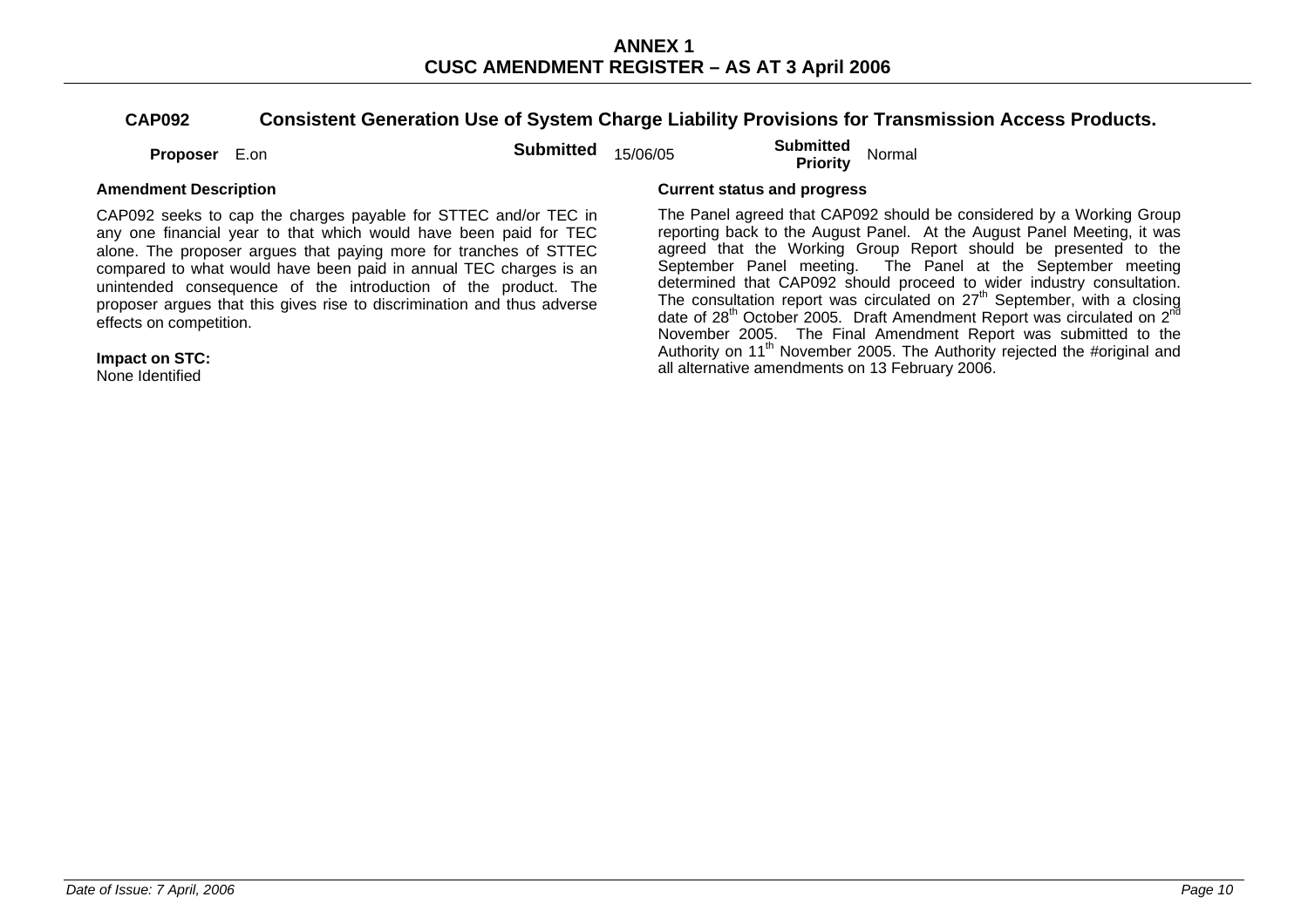**ANNEX 1**
**CUSC AMENDMENT REGISTER – AS AT 3 April 2006**

## CAP092 Consistent Generation Use of System Charge Liability Provisions for Transmission Access Products.

**Proposer** E.on **Submitted** 15/06/05 **Submitted Priority** Normal

**Amendment Description**

CAP092 seeks to cap the charges payable for STTEC and/or TEC in any one financial year to that which would have been paid for TEC alone. The proposer argues that paying more for tranches of STTEC compared to what would have been paid in annual TEC charges is an unintended consequence of the introduction of the product. The proposer argues that this gives rise to discrimination and thus adverse effects on competition.

**Impact on STC:**
None Identified

**Current status and progress**

The Panel agreed that CAP092 should be considered by a Working Group reporting back to the August Panel. At the August Panel Meeting, it was agreed that the Working Group Report should be presented to the September Panel meeting. The Panel at the September meeting determined that CAP092 should proceed to wider industry consultation. The consultation report was circulated on 27th September, with a closing date of 28th October 2005. Draft Amendment Report was circulated on 2nd November 2005. The Final Amendment Report was submitted to the Authority on 11th November 2005. The Authority rejected the #original and all alternative amendments on 13 February 2006.

*Date of Issue: 7 April, 2006*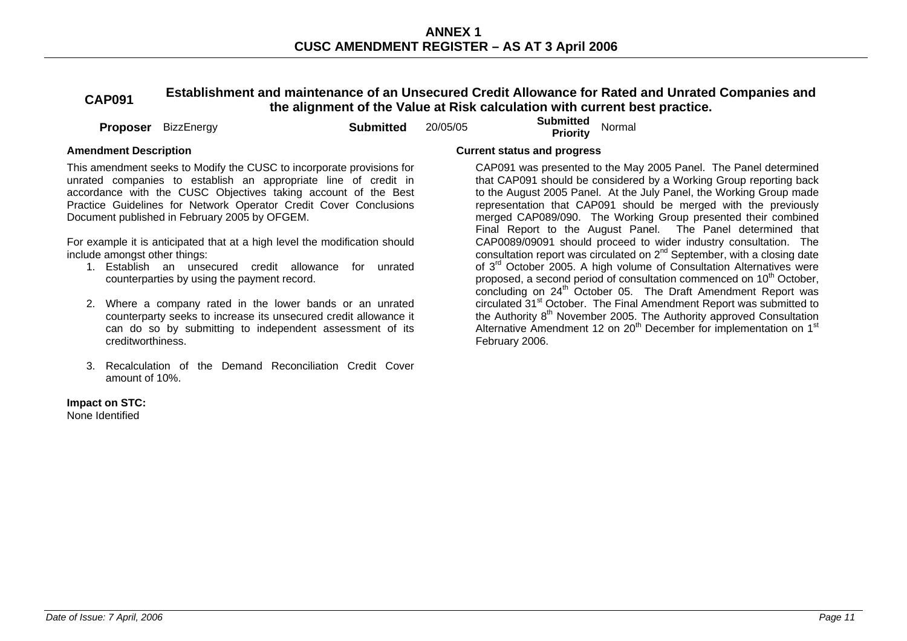## CAP091 Establishment and maintenance of an Unsecured Credit Allowance for Rated and Unrated Companies and the alignment of the Value at Risk calculation with current best practice.

**Proposer** BizzEnergy **Submitted** 20/05/05 **Submitted Priority** Normal

**Amendment Description**

This amendment seeks to Modify the CUSC to incorporate provisions for unrated companies to establish an appropriate line of credit in accordance with the CUSC Objectives taking account of the Best Practice Guidelines for Network Operator Credit Cover Conclusions Document published in February 2005 by OFGEM.

For example it is anticipated that at a high level the modification should include amongst other things:

1. Establish an unsecured credit allowance for unrated counterparties by using the payment record.
2. Where a company rated in the lower bands or an unrated counterparty seeks to increase its unsecured credit allowance it can do so by submitting to independent assessment of its creditworthiness.
3. Recalculation of the Demand Reconciliation Credit Cover amount of 10%.

**Impact on STC:**
None Identified

**Current status and progress**

CAP091 was presented to the May 2005 Panel. The Panel determined that CAP091 should be considered by a Working Group reporting back to the August 2005 Panel. At the July Panel, the Working Group made representation that CAP091 should be merged with the previously merged CAP089/090. The Working Group presented their combined Final Report to the August Panel. The Panel determined that CAP0089/09091 should proceed to wider industry consultation. The consultation report was circulated on 2nd September, with a closing date of 3rd October 2005. A high volume of Consultation Alternatives were proposed, a second period of consultation commenced on 10th October, concluding on 24th October 05. The Draft Amendment Report was circulated 31st October. The Final Amendment Report was submitted to the Authority 8th November 2005. The Authority approved Consultation Alternative Amendment 12 on 20th December for implementation on 1st February 2006.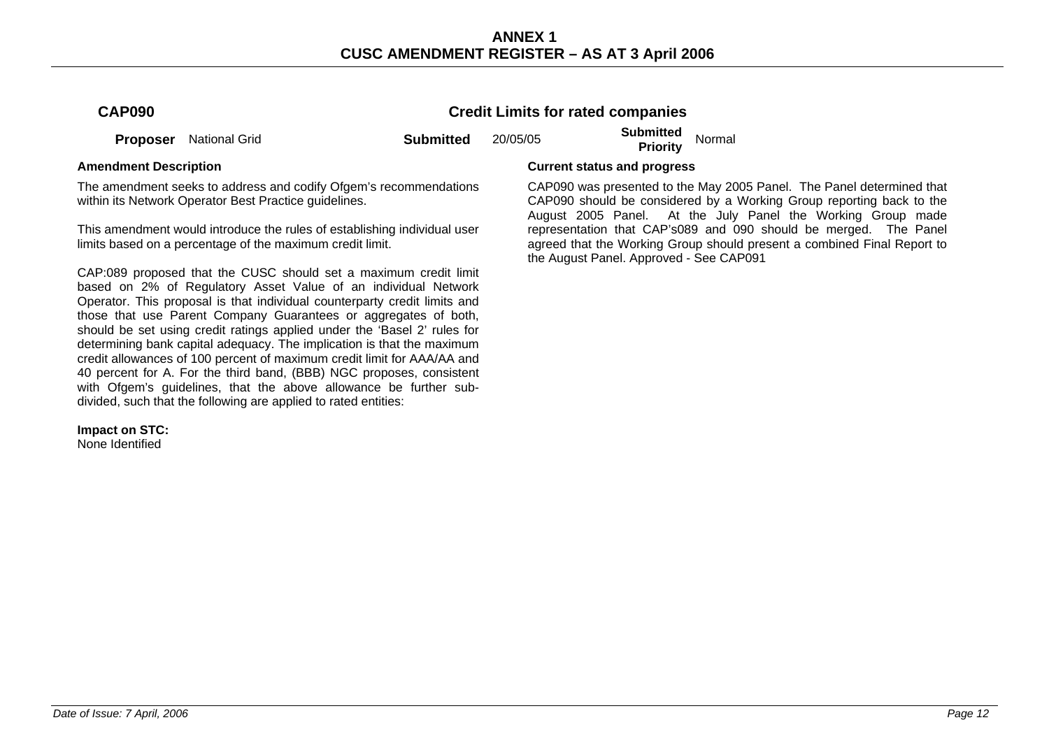## CAP090 Credit Limits for rated companies

**Proposer** National Grid **Submitted** 20/05/05 **Submitted Priority** Normal

**Amendment Description**

The amendment seeks to address and codify Ofgem's recommendations within its Network Operator Best Practice guidelines.

This amendment would introduce the rules of establishing individual user limits based on a percentage of the maximum credit limit.

CAP:089 proposed that the CUSC should set a maximum credit limit based on 2% of Regulatory Asset Value of an individual Network Operator. This proposal is that individual counterparty credit limits and those that use Parent Company Guarantees or aggregates of both, should be set using credit ratings applied under the 'Basel 2' rules for determining bank capital adequacy. The implication is that the maximum credit allowances of 100 percent of maximum credit limit for AAA/AA and 40 percent for A. For the third band, (BBB) NGC proposes, consistent with Ofgem's guidelines, that the above allowance be further sub-divided, such that the following are applied to rated entities:

**Impact on STC:**
None Identified

**Current status and progress**

CAP090 was presented to the May 2005 Panel. The Panel determined that CAP090 should be considered by a Working Group reporting back to the August 2005 Panel. At the July Panel the Working Group made representation that CAP's089 and 090 should be merged. The Panel agreed that the Working Group should present a combined Final Report to the August Panel. Approved - See CAP091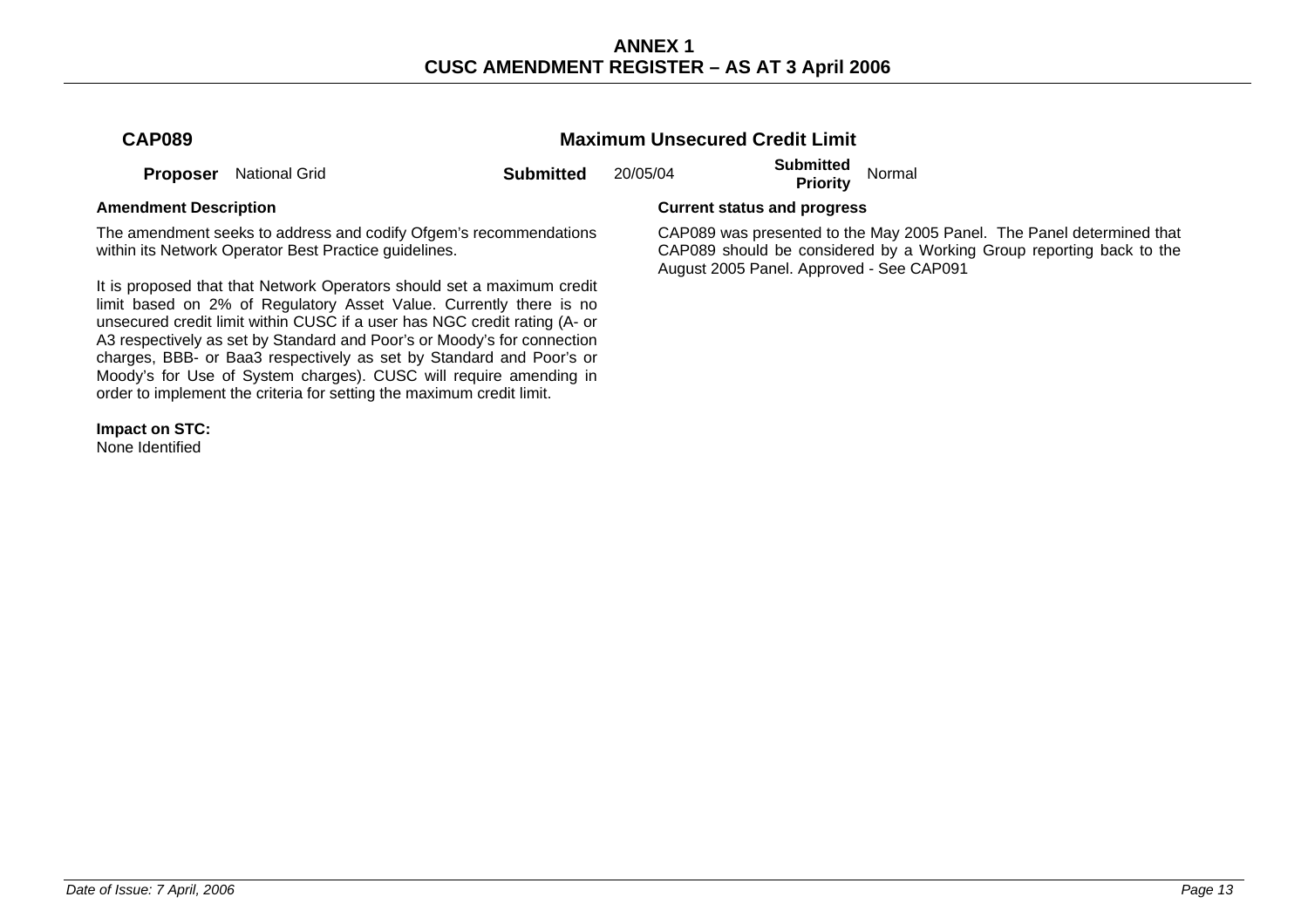## CAP089 — Maximum Unsecured Credit Limit

**Proposer** National Grid **Submitted** 20/05/04 **Submitted Priority** Normal

**Amendment Description**

The amendment seeks to address and codify Ofgem's recommendations within its Network Operator Best Practice guidelines.

It is proposed that that Network Operators should set a maximum credit limit based on 2% of Regulatory Asset Value. Currently there is no unsecured credit limit within CUSC if a user has NGC credit rating (A- or A3 respectively as set by Standard and Poor's or Moody's for connection charges, BBB- or Baa3 respectively as set by Standard and Poor's or Moody's for Use of System charges). CUSC will require amending in order to implement the criteria for setting the maximum credit limit.

**Impact on STC:**
None Identified

**Current status and progress**

CAP089 was presented to the May 2005 Panel. The Panel determined that CAP089 should be considered by a Working Group reporting back to the August 2005 Panel. Approved - See CAP091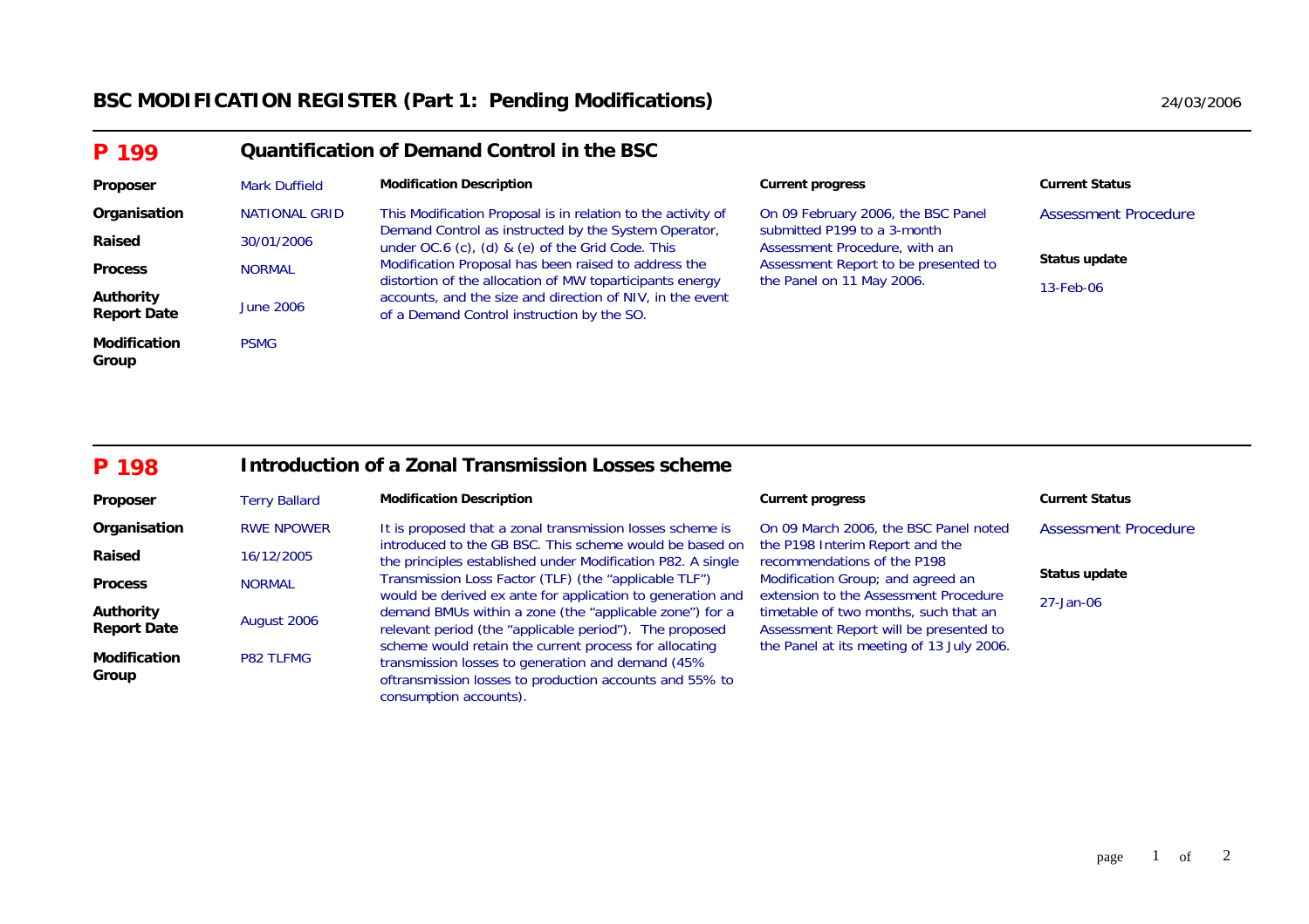## BSC MODIFICATION REGISTER (Part 1: Pending Modifications)

24/03/2006

### P 199 Quantification of Demand Control in the BSC

| | | Modification Description | Current progress | Current Status |
|---|---|---|---|---|
| **Proposer** | Mark Duffield | This Modification Proposal is in relation to the activity of Demand Control as instructed by the System Operator, under OC.6 (c), (d) & (e) of the Grid Code. This Modification Proposal has been raised to address the distortion of the allocation of MW toparticipants energy accounts, and the size and direction of NIV, in the event of a Demand Control instruction by the SO. | On 09 February 2006, the BSC Panel submitted P199 to a 3-month Assessment Procedure, with an Assessment Report to be presented to the Panel on 11 May 2006. | Assessment Procedure |
| **Organisation** | NATIONAL GRID | | | **Status update** |
| **Raised** | 30/01/2006 | | | 13-Feb-06 |
| **Process** | NORMAL | | | |
| **Authority Report Date** | June 2006 | | | |
| **Modification Group** | PSMG | | | |

### P 198 Introduction of a Zonal Transmission Losses scheme

| | | Modification Description | Current progress | Current Status |
|---|---|---|---|---|
| **Proposer** | Terry Ballard | It is proposed that a zonal transmission losses scheme is introduced to the GB BSC. This scheme would be based on the principles established under Modification P82. A single Transmission Loss Factor (TLF) (the "applicable TLF") would be derived ex ante for application to generation and demand BMUs within a zone (the "applicable zone") for a relevant period (the "applicable period"). The proposed scheme would retain the current process for allocating transmission losses to generation and demand (45% oftransmission losses to production accounts and 55% to consumption accounts). | On 09 March 2006, the BSC Panel noted the P198 Interim Report and the recommendations of the P198 Modification Group; and agreed an extension to the Assessment Procedure timetable of two months, such that an Assessment Report will be presented to the Panel at its meeting of 13 July 2006. | Assessment Procedure |
| **Organisation** | RWE NPOWER | | | **Status update** |
| **Raised** | 16/12/2005 | | | 27-Jan-06 |
| **Process** | NORMAL | | | |
| **Authority Report Date** | August 2006 | | | |
| **Modification Group** | P82 TLFMG | | | |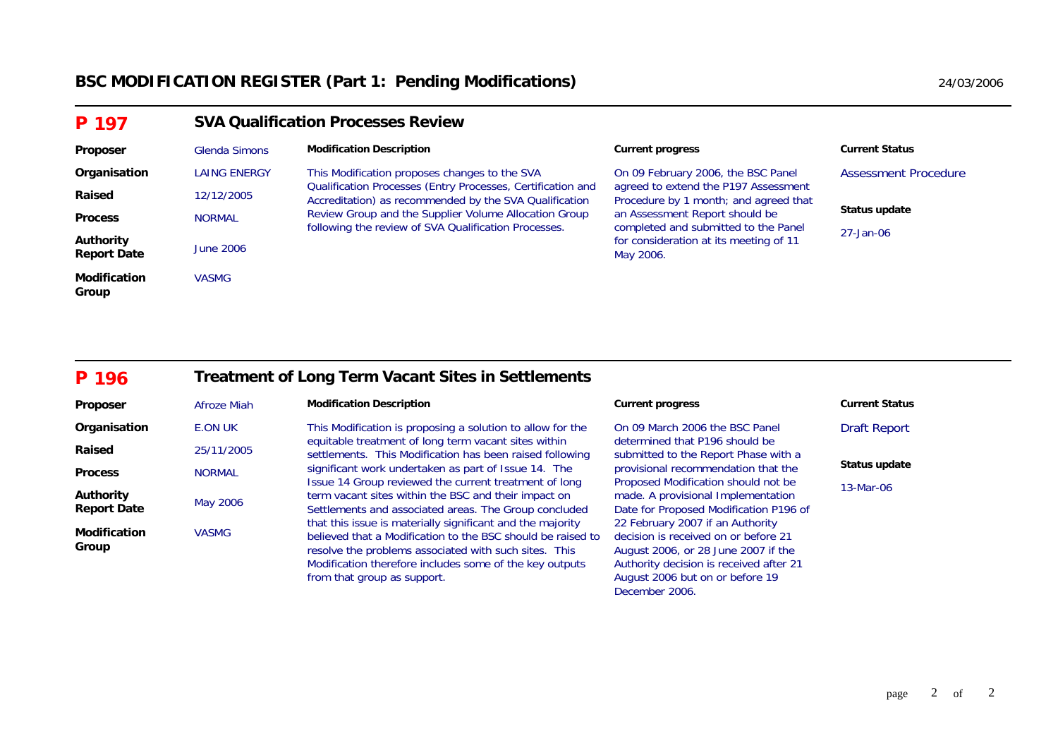# BSC MODIFICATION REGISTER (Part 1: Pending Modifications)

24/03/2006

## P 197 — SVA Qualification Processes Review

| | | Modification Description | Current progress | Current Status |
|---|---|---|---|---|
| **Proposer** | Glenda Simons | This Modification proposes changes to the SVA Qualification Processes (Entry Processes, Certification and Accreditation) as recommended by the SVA Qualification Review Group and the Supplier Volume Allocation Group following the review of SVA Qualification Processes. | On 09 February 2006, the BSC Panel agreed to extend the P197 Assessment Procedure by 1 month; and agreed that an Assessment Report should be completed and submitted to the Panel for consideration at its meeting of 11 May 2006. | Assessment Procedure |
| **Organisation** | LAING ENERGY | | | **Status update** |
| **Raised** | 12/12/2005 | | | 27-Jan-06 |
| **Process** | NORMAL | | | |
| **Authority Report Date** | June 2006 | | | |
| **Modification Group** | VASMG | | | |

## P 196 — Treatment of Long Term Vacant Sites in Settlements

| | | Modification Description | Current progress | Current Status |
|---|---|---|---|---|
| **Proposer** | Afroze Miah | This Modification is proposing a solution to allow for the equitable treatment of long term vacant sites within settlements. This Modification has been raised following significant work undertaken as part of Issue 14. The Issue 14 Group reviewed the current treatment of long term vacant sites within the BSC and their impact on Settlements and associated areas. The Group concluded that this issue is materially significant and the majority believed that a Modification to the BSC should be raised to resolve the problems associated with such sites. This Modification therefore includes some of the key outputs from that group as support. | On 09 March 2006 the BSC Panel determined that P196 should be submitted to the Report Phase with a provisional recommendation that the Proposed Modification should not be made. A provisional Implementation Date for Proposed Modification P196 of 22 February 2007 if an Authority decision is received on or before 21 August 2006, or 28 June 2007 if the Authority decision is received after 21 August 2006 but on or before 19 December 2006. | Draft Report |
| **Organisation** | E.ON UK | | | **Status update** |
| **Raised** | 25/11/2005 | | | 13-Mar-06 |
| **Process** | NORMAL | | | |
| **Authority Report Date** | May 2006 | | | |
| **Modification Group** | VASMG | | | |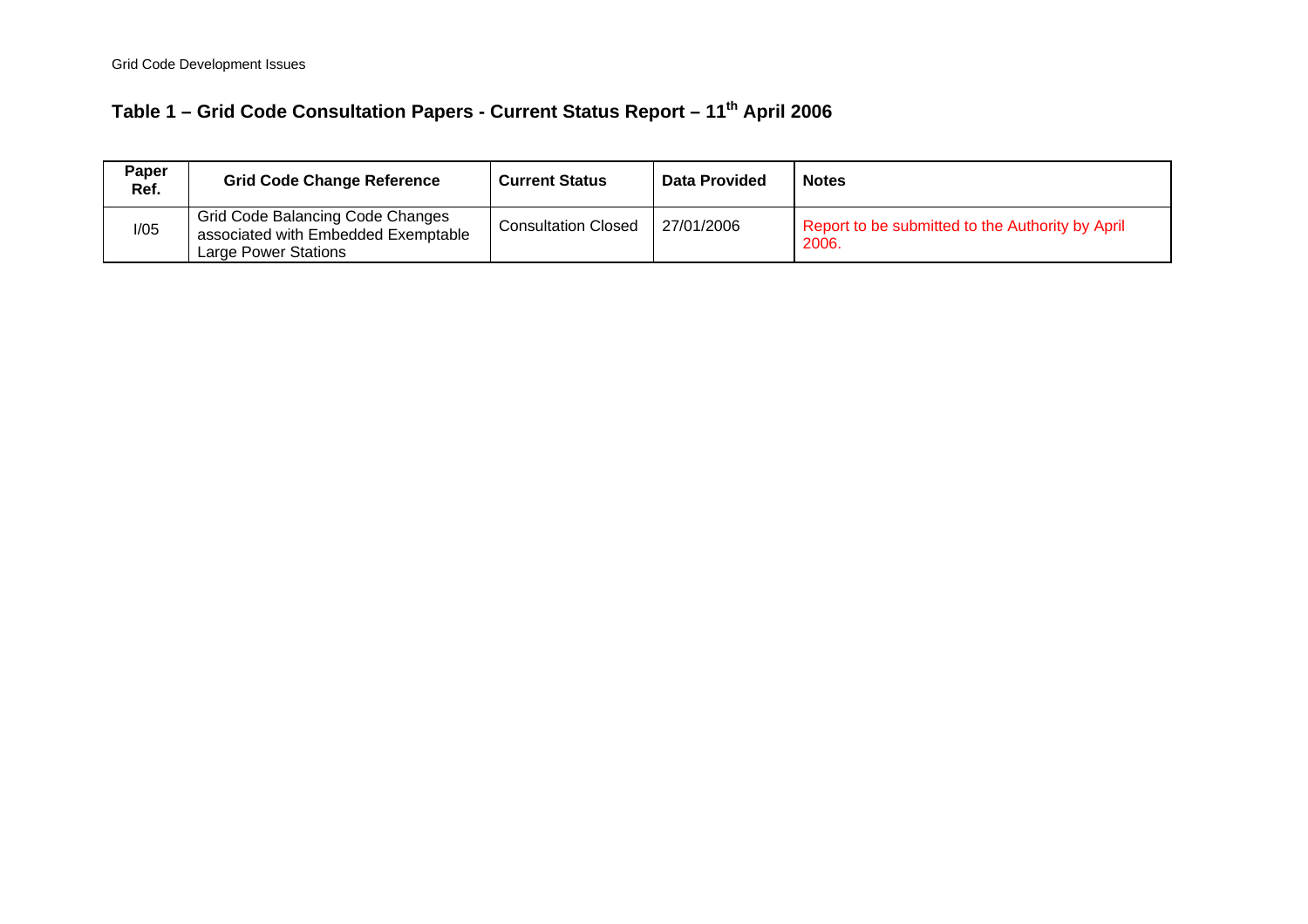## Table 1 – Grid Code Consultation Papers - Current Status Report – 11th April 2006

| Paper Ref. | Grid Code Change Reference | Current Status | Data Provided | Notes |
|---|---|---|---|---|
| I/05 | Grid Code Balancing Code Changes associated with Embedded Exemptable Large Power Stations | Consultation Closed | 27/01/2006 | Report to be submitted to the Authority by April 2006. |